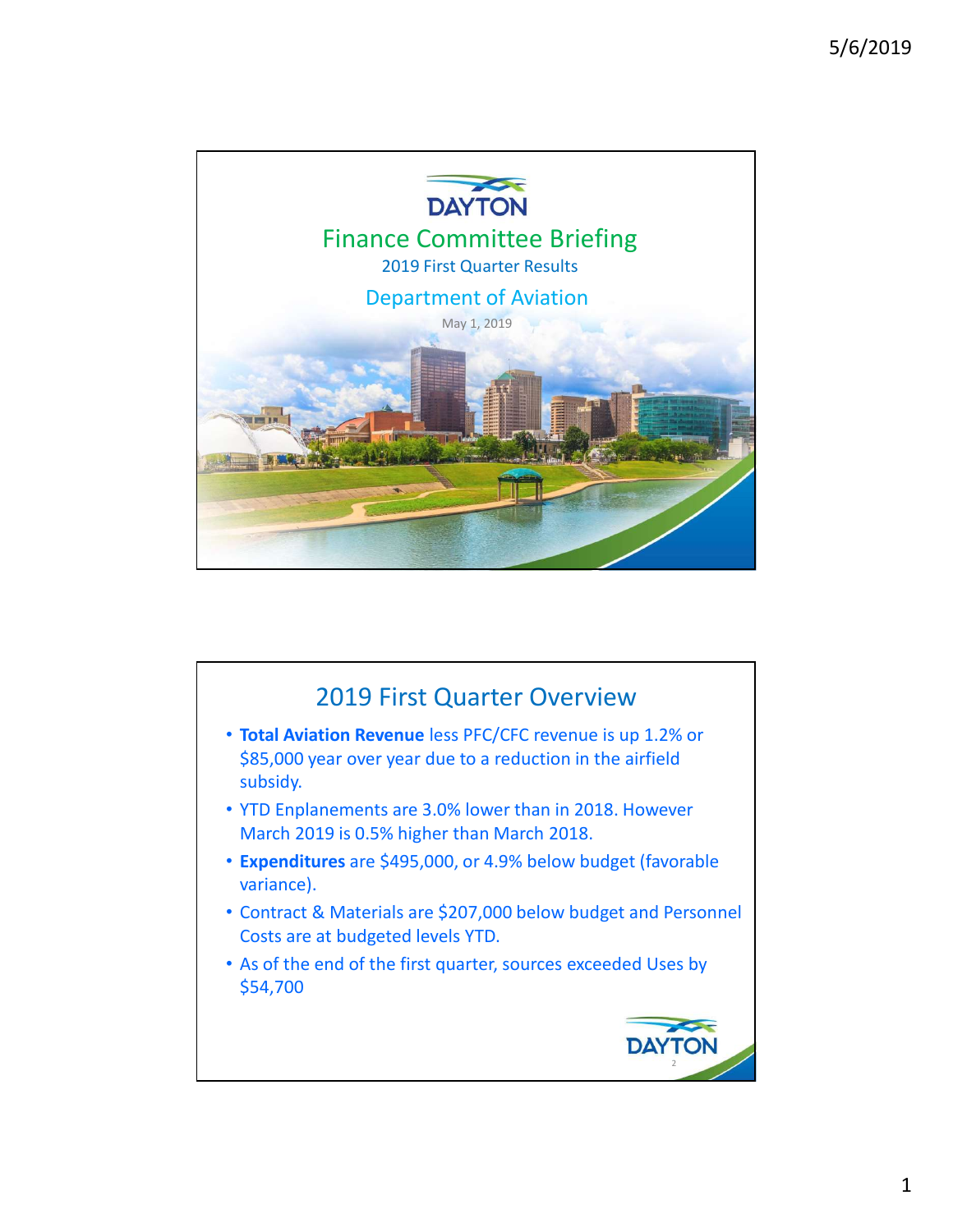DAYTON

# Finance Committee Briefing

2019 First Quarter Results

## Department of Aviation

May 1, 2019

## 2019 First Quarter Overview

- **Total Aviation Revenue** less PFC/CFC revenue is up 1.2% or $85,000 year over year due to a reduction in the airfield subsidy.
- YTD Enplanements are 3.0% lower than in 2018. However March 2019 is 0.5% higher than March 2018.
- **Expenditures** are $495,000, or 4.9% below budget (favorable variance).
- Contract & Materials are $207,000 below budget and Personnel Costs are at budgeted levels YTD.
- As of the end of the first quarter, sources exceeded Uses by $54,700

DAYTON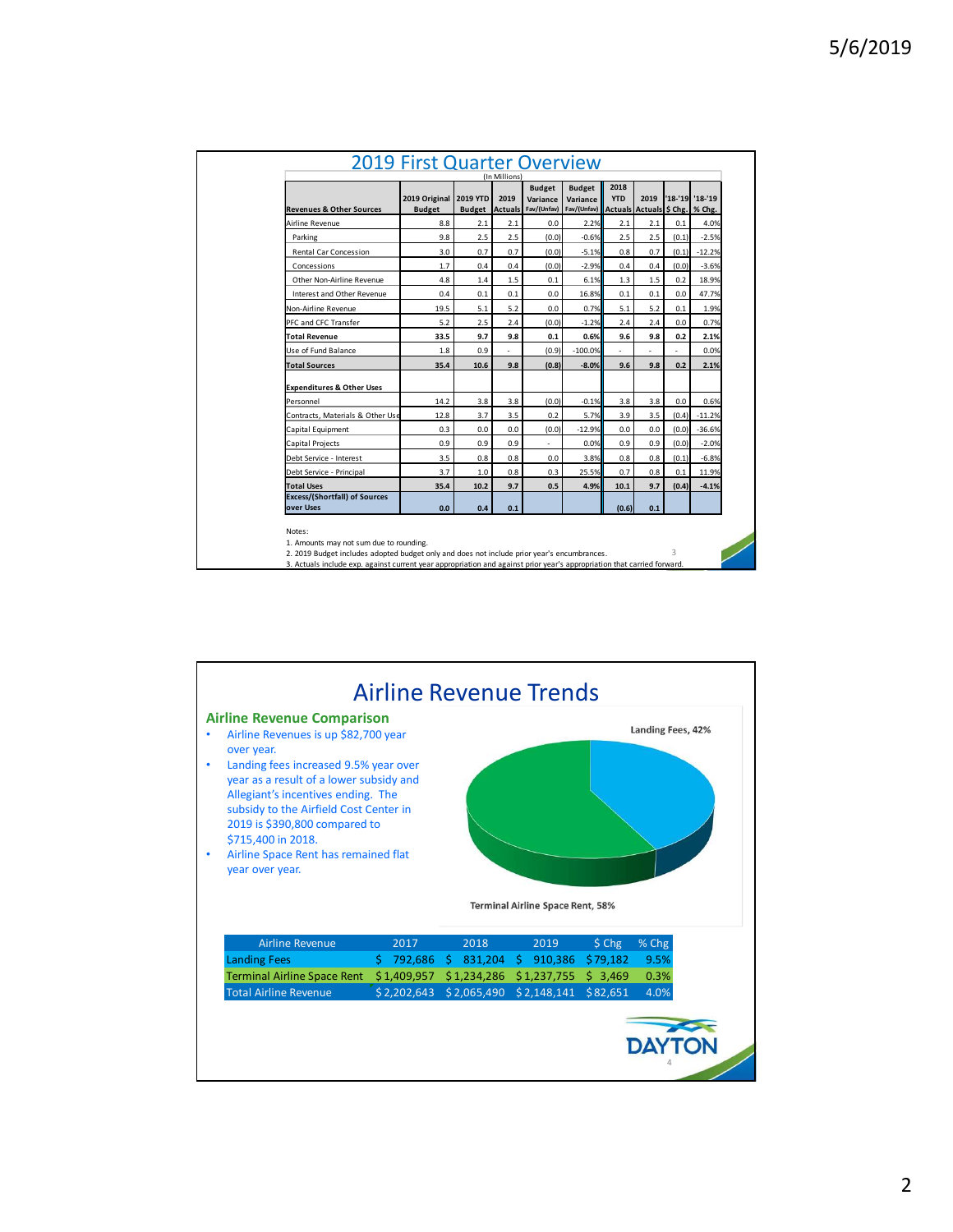# 2019 First Quarter Overview

(In Millions)

| Revenues & Other Sources | 2019 Original Budget | 2019 YTD Budget | 2019 Actuals | Budget Variance Fav/(Unfav) | Budget Variance Fav/(Unfav) | 2018 YTD Actuals | 2019 Actuals | '18-'19 $ Chg. | '18-'19 % Chg. |
|---|---|---|---|---|---|---|---|---|---|
| Airline Revenue | 8.8 | 2.1 | 2.1 | 0.0 | 2.2% | 2.1 | 2.1 | 0.1 | 4.0% |
| Parking | 9.8 | 2.5 | 2.5 | (0.0) | -0.6% | 2.5 | 2.5 | (0.1) | -2.5% |
| Rental Car Concession | 3.0 | 0.7 | 0.7 | (0.0) | -5.1% | 0.8 | 0.7 | (0.1) | -12.2% |
| Concessions | 1.7 | 0.4 | 0.4 | (0.0) | -2.9% | 0.4 | 0.4 | (0.0) | -3.6% |
| Other Non-Airline Revenue | 4.8 | 1.4 | 1.5 | 0.1 | 6.1% | 1.3 | 1.5 | 0.2 | 18.9% |
| Interest and Other Revenue | 0.4 | 0.1 | 0.1 | 0.0 | 16.8% | 0.1 | 0.1 | 0.0 | 47.7% |
| Non-Airline Revenue | 19.5 | 5.1 | 5.2 | 0.0 | 0.7% | 5.1 | 5.2 | 0.1 | 1.9% |
| PFC and CFC Transfer | 5.2 | 2.5 | 2.4 | (0.0) | -1.2% | 2.4 | 2.4 | 0.0 | 0.7% |
| **Total Revenue** | **33.5** | **9.7** | **9.8** | **0.1** | **0.6%** | **9.6** | **9.8** | **0.2** | **2.1%** |
| Use of Fund Balance | 1.8 | 0.9 | - | (0.9) | -100.0% | - | - | - | 0.0% |
| **Total Sources** | **35.4** | **10.6** | **9.8** | **(0.8)** | **-8.0%** | **9.6** | **9.8** | **0.2** | **2.1%** |
| **Expenditures & Other Uses** | | | | | | | | | |
| Personnel | 14.2 | 3.8 | 3.8 | (0.0) | -0.1% | 3.8 | 3.8 | 0.0 | 0.6% |
| Contracts, Materials & Other Use | 12.8 | 3.7 | 3.5 | 0.2 | 5.7% | 3.9 | 3.5 | (0.4) | -11.2% |
| Capital Equipment | 0.3 | 0.0 | 0.0 | (0.0) | -12.9% | 0.0 | 0.0 | (0.0) | -36.6% |
| Capital Projects | 0.9 | 0.9 | 0.9 | - | 0.0% | 0.9 | 0.9 | (0.0) | -2.0% |
| Debt Service - Interest | 3.5 | 0.8 | 0.8 | 0.0 | 3.8% | 0.8 | 0.8 | (0.1) | -6.8% |
| Debt Service - Principal | 3.7 | 1.0 | 0.8 | 0.3 | 25.5% | 0.7 | 0.8 | 0.1 | 11.9% |
| **Total Uses** | **35.4** | **10.2** | **9.7** | **0.5** | **4.9%** | **10.1** | **9.7** | **(0.4)** | **-4.1%** |
| **Excess/(Shortfall) of Sources over Uses** | **0.0** | **0.4** | **0.1** | | | **(0.6)** | **0.1** | | |

Notes:
1. Amounts may not sum due to rounding.
2. 2019 Budget includes adopted budget only and does not include prior year's encumbrances.
3. Actuals include exp. against current year appropriation and against prior year's appropriation that carried forward.

# Airline Revenue Trends

## Airline Revenue Comparison

- Airline Revenues is up $82,700 year over year.
- Landing fees increased 9.5% year over year as a result of a lower subsidy and Allegiant's incentives ending. The subsidy to the Airfield Cost Center in 2019 is $390,800 compared to $715,400 in 2018.
- Airline Space Rent has remained flat year over year.

Landing Fees, 42%

Terminal Airline Space Rent, 58%

| Airline Revenue | 2017 | 2018 | 2019 | $ Chg | % Chg |
|---|---|---|---|---|---|
| Landing Fees | $ 792,686 | $ 831,204 | $ 910,386 | $79,182 | 9.5% |
| Terminal Airline Space Rent | $1,409,957 | $1,234,286 | $1,237,755 | $ 3,469 | 0.3% |
| Total Airline Revenue | $2,202,643 | $2,065,490 | $2,148,141 | $82,651 | 4.0% |

DAYTON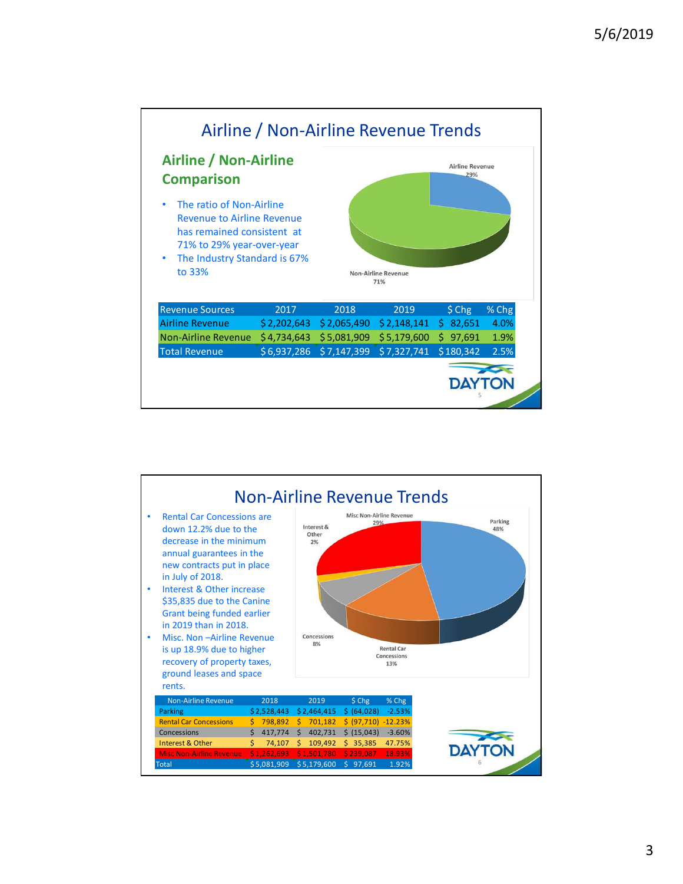# Airline / Non-Airline Revenue Trends

## Airline / Non-Airline Comparison

- The ratio of Non-Airline Revenue to Airline Revenue has remained consistent at 71% to 29% year-over-year
- The Industry Standard is 67% to 33%

Airline Revenue 29%

Non-Airline Revenue 71%

| Revenue Sources | 2017 | 2018 | 2019 | $ Chg | % Chg |
|---|---|---|---|---|---|
| Airline Revenue | $ 2,202,643 | $ 2,065,490 | $ 2,148,141 | $ 82,651 | 4.0% |
| Non-Airline Revenue | $ 4,734,643 | $ 5,081,909 | $ 5,179,600 | $ 97,691 | 1.9% |
| Total Revenue | $ 6,937,286 | $ 7,147,399 | $ 7,327,741 | $ 180,342 | 2.5% |

# Non-Airline Revenue Trends

- Rental Car Concessions are down 12.2% due to the decrease in the minimum annual guarantees in the new contracts put in place in July of 2018.
- Interest & Other increase $35,835 due to the Canine Grant being funded earlier in 2019 than in 2018.
- Misc. Non –Airline Revenue is up 18.9% due to higher recovery of property taxes, ground leases and space rents.

Misc Non-Airline Revenue 29%

Parking 48%

Interest & Other 2%

Concessions 8%

Rental Car Concessions 13%

| Non-Airline Revenue | 2018 | 2019 | $ Chg | % Chg |
|---|---|---|---|---|
| Parking | $ 2,528,443 | $ 2,464,415 | $ (64,028) | -2.53% |
| Rental Car Concessions | $ 798,892 | $ 701,182 | $ (97,710) | -12.23% |
| Concessions | $ 417,774 | $ 402,731 | $ (15,043) | -3.60% |
| Interest & Other | $ 74,107 | $ 109,492 | $ 35,385 | 47.75% |
| Misc Non-Airline Revenue | $ 1,262,693 | $ 1,501,780 | $ 239,087 | 18.93% |
| Total | $ 5,081,909 | $ 5,179,600 | $ 97,691 | 1.92% |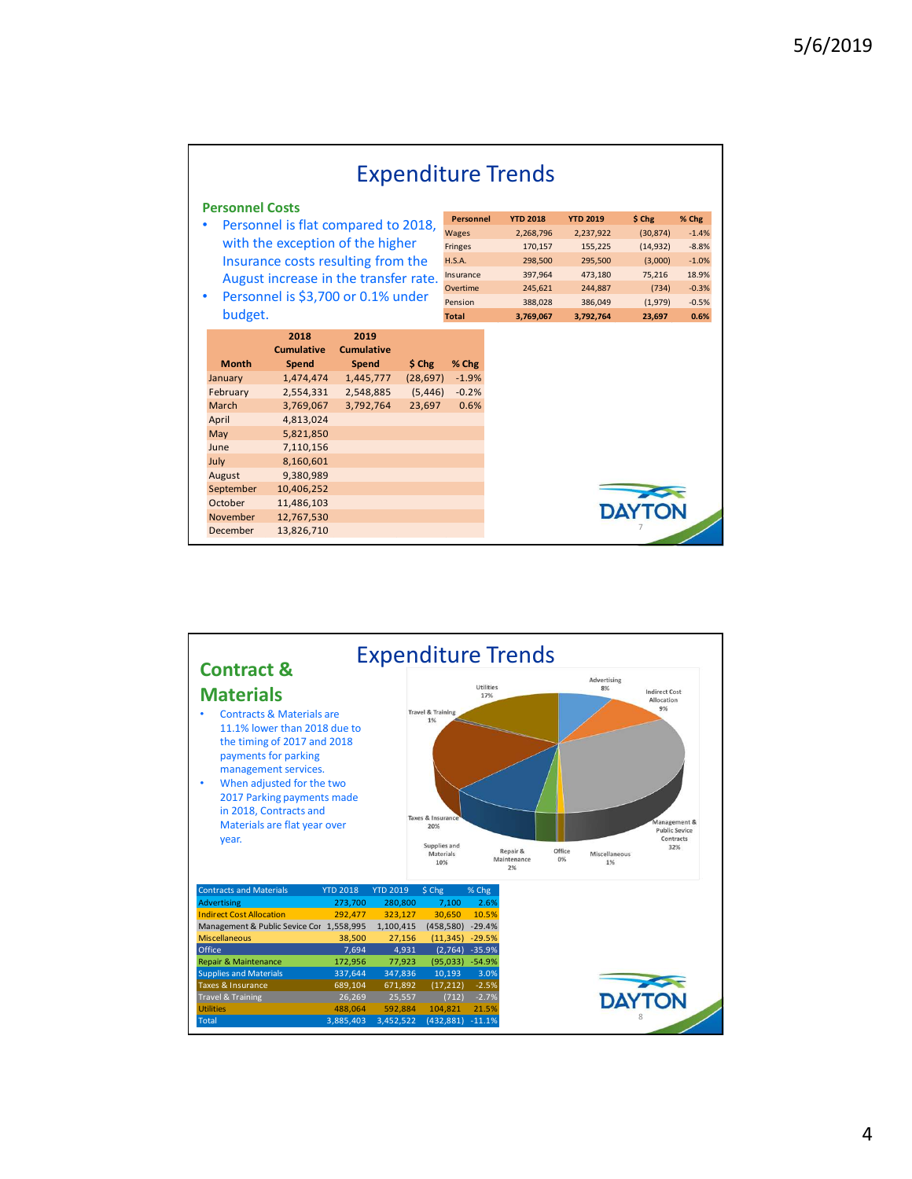## Expenditure Trends

### Personnel Costs

- Personnel is flat compared to 2018, with the exception of the higher Insurance costs resulting from the August increase in the transfer rate.
- Personnel is $3,700 or 0.1% under budget.

| Personnel | YTD 2018 | YTD 2019 | $ Chg | % Chg |
|---|---|---|---|---|
| Wages | 2,268,796 | 2,237,922 | (30,874) | -1.4% |
| Fringes | 170,157 | 155,225 | (14,932) | -8.8% |
| H.S.A. | 298,500 | 295,500 | (3,000) | -1.0% |
| Insurance | 397,964 | 473,180 | 75,216 | 18.9% |
| Overtime | 245,621 | 244,887 | (734) | -0.3% |
| Pension | 388,028 | 386,049 | (1,979) | -0.5% |
| **Total** | **3,769,067** | **3,792,764** | **23,697** | **0.6%** |

| Month | 2018 Cumulative Spend | 2019 Cumulative Spend | $ Chg | % Chg |
|---|---|---|---|---|
| January | 1,474,474 | 1,445,777 | (28,697) | -1.9% |
| February | 2,554,331 | 2,548,885 | (5,446) | -0.2% |
| March | 3,769,067 | 3,792,764 | 23,697 | 0.6% |
| April | 4,813,024 | | | |
| May | 5,821,850 | | | |
| June | 7,110,156 | | | |
| July | 8,160,601 | | | |
| August | 9,380,989 | | | |
| September | 10,406,252 | | | |
| October | 11,486,103 | | | |
| November | 12,767,530 | | | |
| December | 13,826,710 | | | |

DAYTON

## Expenditure Trends

### Contract & Materials

- Contracts & Materials are 11.1% lower than 2018 due to the timing of 2017 and 2018 payments for parking management services.
- When adjusted for the two 2017 Parking payments made in 2018, Contracts and Materials are flat year over year.

Advertising 8%; Indirect Cost Allocation 9%; Management & Public Sevice Contracts 32%; Miscellaneous 1%; Office 0%; Repair & Maintenance 2%; Supplies and Materials 10%; Taxes & Insurance 20%; Travel & Training 1%; Utilities 17%

| Contracts and Materials | YTD 2018 | YTD 2019 | $ Chg | % Chg |
|---|---|---|---|---|
| Advertising | 273,700 | 280,800 | 7,100 | 2.6% |
| Indirect Cost Allocation | 292,477 | 323,127 | 30,650 | 10.5% |
| Management & Public Sevice Cor | 1,558,995 | 1,100,415 | (458,580) | -29.4% |
| Miscellaneous | 38,500 | 27,156 | (11,345) | -29.5% |
| Office | 7,694 | 4,931 | (2,764) | -35.9% |
| Repair & Maintenance | 172,956 | 77,923 | (95,033) | -54.9% |
| Supplies and Materials | 337,644 | 347,836 | 10,193 | 3.0% |
| Taxes & Insurance | 689,104 | 671,892 | (17,212) | -2.5% |
| Travel & Training | 26,269 | 25,557 | (712) | -2.7% |
| Utilities | 488,064 | 592,884 | 104,821 | 21.5% |
| Total | 3,885,403 | 3,452,522 | (432,881) | -11.1% |

DAYTON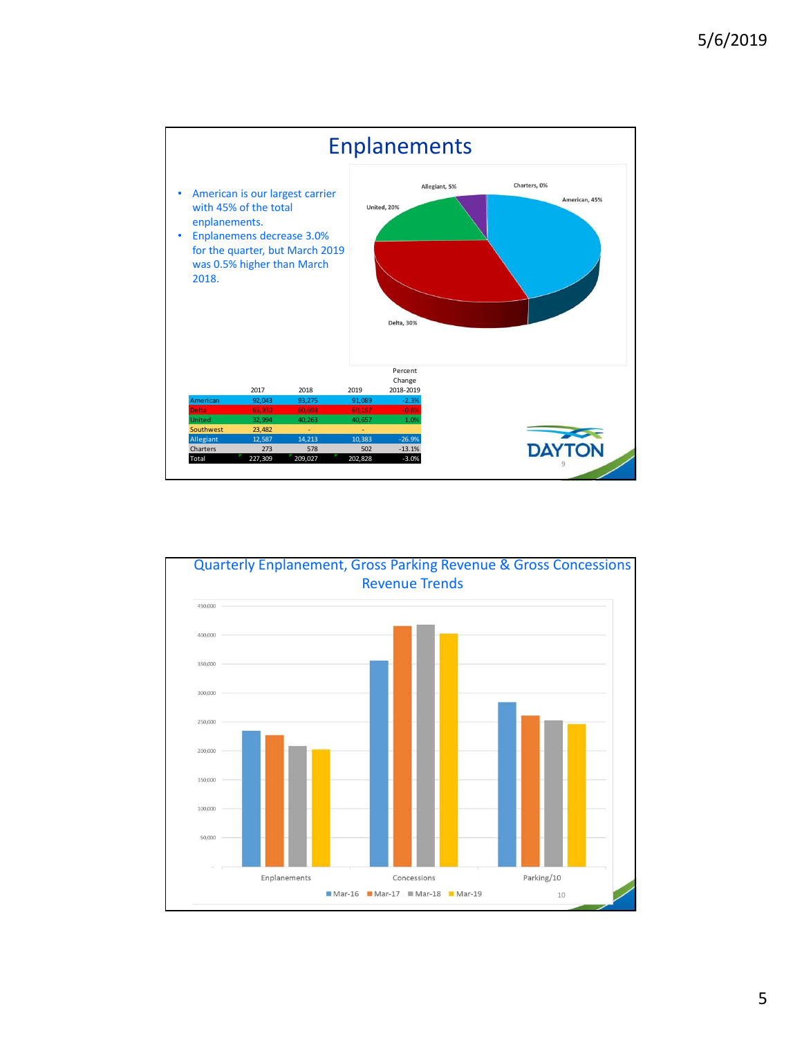# Enplanements

- American is our largest carrier with 45% of the total enplanements.
- Enplanemens decrease 3.0% for the quarter, but March 2019 was 0.5% higher than March 2018.

Allegiant, 5%
Charters, 0%
United, 20%
American, 45%
Delta, 30%

| | 2017 | 2018 | 2019 | Percent Change 2018-2019 |
|---|---|---|---|---|
| American | 92,043 | 93,275 | 91,089 | -2.3% |
| Delta | 65,930 | 60,698 | 60,197 | -0.8% |
| United | 32,994 | 40,263 | 40,657 | 1.0% |
| Southwest | 23,482 | - | - | |
| Allegiant | 12,587 | 14,213 | 10,383 | -26.9% |
| Charters | 273 | 578 | 502 | -13.1% |
| Total | 227,309 | 209,027 | 202,828 | -3.0% |

DAYTON

## Quarterly Enplanement, Gross Parking Revenue & Gross Concessions Revenue Trends

450,000
400,000
350,000
300,000
250,000
200,000
150,000
100,000
50,000
-

Enplanements
Concessions
Parking/10

Mar-16 Mar-17 Mar-18 Mar-19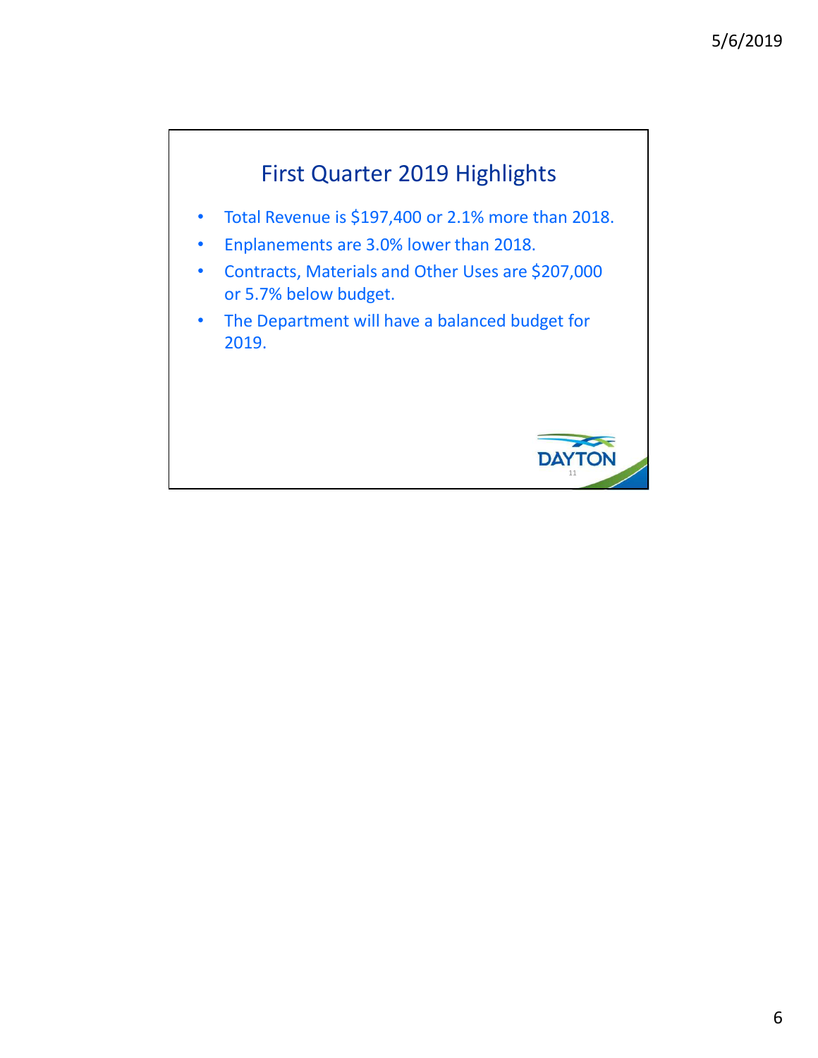## First Quarter 2019 Highlights

- Total Revenue is $197,400 or 2.1% more than 2018.
- Enplanements are 3.0% lower than 2018.
- Contracts, Materials and Other Uses are $207,000 or 5.7% below budget.
- The Department will have a balanced budget for 2019.